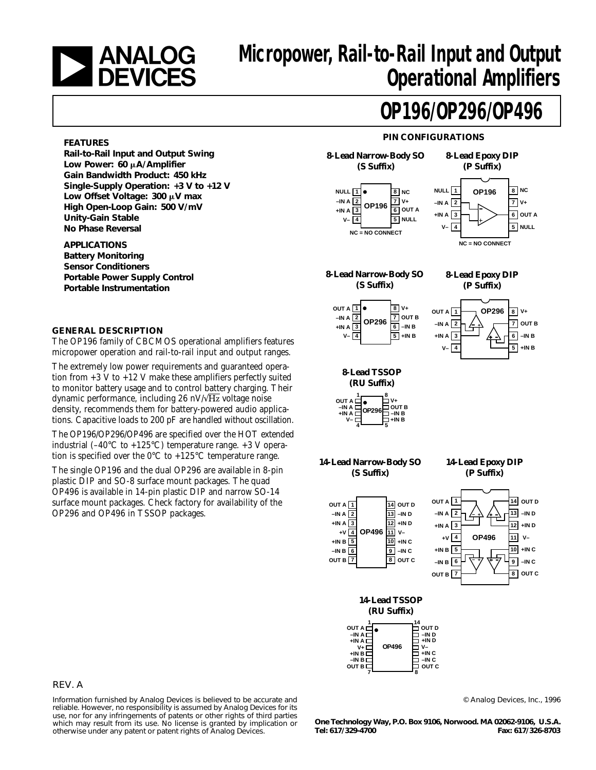# Micropower, Rail-to-Rail Input and Output Operational Amplifiers

# OP196/OP296/OP496

## FEATURES

**Rail-to-Rail Input and Output Swing**
**Low Power: 60 μA/Amplifier**
**Gain Bandwidth Product: 450 kHz**
**Single-Supply Operation: +3 V to +12 V**
**Low Offset Voltage: 300 μV max**
**High Open-Loop Gain: 500 V/mV**
**Unity-Gain Stable**
**No Phase Reversal**

## APPLICATIONS

**Battery Monitoring**
**Sensor Conditioners**
**Portable Power Supply Control**
**Portable Instrumentation**

## GENERAL DESCRIPTION

The OP196 family of CBCMOS operational amplifiers features micropower operation and rail-to-rail input and output ranges.

The extremely low power requirements and guaranteed operation from +3 V to +12 V make these amplifiers perfectly suited to monitor battery usage and to control battery charging. Their dynamic performance, including 26 nV/√Hz voltage noise density, recommends them for battery-powered audio applications. Capacitive loads to 200 pF are handled without oscillation.

The OP196/OP296/OP496 are specified over the HOT extended industrial (–40°C to +125°C) temperature range. +3 V operation is specified over the 0°C to +125°C temperature range.

The single OP196 and the dual OP296 are available in 8-pin plastic DIP and SO-8 surface mount packages. The quad OP496 is available in 14-pin plastic DIP and narrow SO-14 surface mount packages. Check factory for availability of the OP296 and OP496 in TSSOP packages.

## PIN CONFIGURATIONS

**8-Lead Narrow-Body SO (S Suffix)** / **8-Lead Epoxy DIP (P Suffix)** — OP196

| Pin | Function | Pin | Function |
|---|---|---|---|
| 1 | NULL | 8 | NC |
| 2 | –IN A | 7 | V+ |
| 3 | +IN A | 6 | OUT A |
| 4 | V– | 5 | NULL |

NC = NO CONNECT

**8-Lead Narrow-Body SO (S Suffix)** / **8-Lead Epoxy DIP (P Suffix)** / **8-Lead TSSOP (RU Suffix)** — OP296

| Pin | Function | Pin | Function |
|---|---|---|---|
| 1 | OUT A | 8 | V+ |
| 2 | –IN A | 7 | OUT B |
| 3 | +IN A | 6 | –IN B |
| 4 | V– | 5 | +IN B |

**14-Lead Narrow-Body SO (S Suffix)** / **14-Lead Epoxy DIP (P Suffix)** / **14-Lead TSSOP (RU Suffix)** — OP496

| Pin | Function | Pin | Function |
|---|---|---|---|
| 1 | OUT A | 14 | OUT D |
| 2 | –IN A | 13 | –IN D |
| 3 | +IN A | 12 | +IN D |
| 4 | +V | 11 | V– |
| 5 | +IN B | 10 | +IN C |
| 6 | –IN B | 9 | –IN C |
| 7 | OUT B | 8 | OUT C |

REV. A

Information furnished by Analog Devices is believed to be accurate and reliable. However, no responsibility is assumed by Analog Devices for its use, nor for any infringements of patents or other rights of third parties which may result from its use. No license is granted by implication or otherwise under any patent or patent rights of Analog Devices.

© Analog Devices, Inc., 1996

**One Technology Way, P.O. Box 9106, Norwood. MA 02062-9106, U.S.A.**
**Tel: 617/329-4700 Fax: 617/326-8703**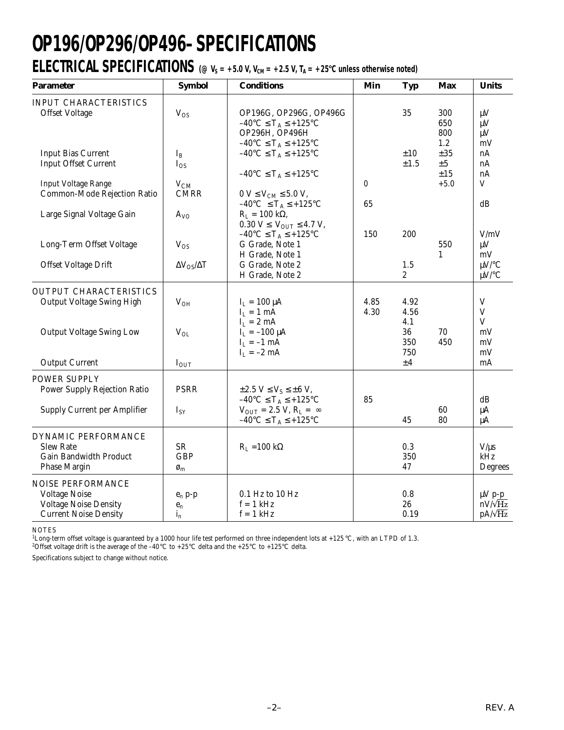# OP196/OP296/OP496–SPECIFICATIONS

## ELECTRICAL SPECIFICATIONS (@ $V_S$ = +5.0 V, $V_{CM}$ = +2.5 V, $T_A$ = +25°C unless otherwise noted)

| Parameter | Symbol | Conditions | Min | Typ | Max | Units |
|---|---|---|---|---|---|---|
| **INPUT CHARACTERISTICS** | | | | | | |
| Offset Voltage | $V_{OS}$ | OP196G, OP296G, OP496G | | 35 | 300 | µV |
| | | –40°C ≤ $T_A$ ≤ +125°C | | | 650 | µV |
| | | OP296H, OP496H | | | 800 | µV |
| | | –40°C ≤ $T_A$ ≤ +125°C | | | 1.2 | mV |
| Input Bias Current | $I_B$ | –40°C ≤ $T_A$ ≤ +125°C | | ±10 | ±35 | nA |
| Input Offset Current | $I_{OS}$ | | | ±1.5 | ±5 | nA |
| | | –40°C ≤ $T_A$ ≤ +125°C | | | ±15 | nA |
| Input Voltage Range | $V_{CM}$ | | 0 | | +5.0 | V |
| Common-Mode Rejection Ratio | CMRR | 0 V ≤ $V_{CM}$ ≤ 5.0 V, –40°C ≤ $T_A$ ≤ +125°C | 65 | | | dB |
| Large Signal Voltage Gain | $A_{VO}$ | $R_L$ = 100 kΩ, 0.30 V ≤ $V_{OUT}$ ≤ 4.7 V, –40°C ≤ $T_A$ ≤ +125°C | 150 | 200 | | V/mV |
| Long-Term Offset Voltage | $V_{OS}$ | G Grade, Note 1 | | | 550 | µV |
| | | H Grade, Note 1 | | | 1 | mV |
| Offset Voltage Drift | $\Delta V_{OS}/\Delta T$ | G Grade, Note 2 | | 1.5 | | µV/°C |
| | | H Grade, Note 2 | | 2 | | µV/°C |
| **OUTPUT CHARACTERISTICS** | | | | | | |
| Output Voltage Swing High | $V_{OH}$ | $I_L$ = 100 µA | 4.85 | 4.92 | | V |
| | | $I_L$ = 1 mA | 4.30 | 4.56 | | V |
| | | $I_L$ = 2 mA | | 4.1 | | V |
| Output Voltage Swing Low | $V_{OL}$ | $I_L$ = –100 µA | | 36 | 70 | mV |
| | | $I_L$ = –1 mA | | 350 | 450 | mV |
| | | $I_L$ = –2 mA | | 750 | | mV |
| Output Current | $I_{OUT}$ | | | ±4 | | mA |
| **POWER SUPPLY** | | | | | | |
| Power Supply Rejection Ratio | PSRR | ±2.5 V ≤ $V_S$ ≤ ±6 V, –40°C ≤ $T_A$ ≤ +125°C | 85 | | | dB |
| Supply Current per Amplifier | $I_{SY}$ | $V_{OUT}$ = 2.5 V, $R_L$ = ∞ | | | 60 | µA |
| | | –40°C ≤ $T_A$ ≤ +125°C | | 45 | 80 | µA |
| **DYNAMIC PERFORMANCE** | | | | | | |
| Slew Rate | SR | $R_L$ = 100 kΩ | | 0.3 | | V/µs |
| Gain Bandwidth Product | GBP | | | 350 | | kHz |
| Phase Margin | $\phi_m$ | | | 47 | | Degrees |
| **NOISE PERFORMANCE** | | | | | | |
| Voltage Noise | $e_n$ p-p | 0.1 Hz to 10 Hz | | 0.8 | | µV p-p |
| Voltage Noise Density | $e_n$ | f = 1 kHz | | 26 | | nV/√Hz |
| Current Noise Density | $i_n$ | f = 1 kHz | | 0.19 | | pA/√Hz |

NOTES

[1]Long-term offset voltage is guaranteed by a 1000 hour life test performed on three independent lots at +125°C, with an LTPD of 1.3.

[2]Offset voltage drift is the average of the –40°C to +25°C delta and the +25°C to +125°C delta.

Specifications subject to change without notice.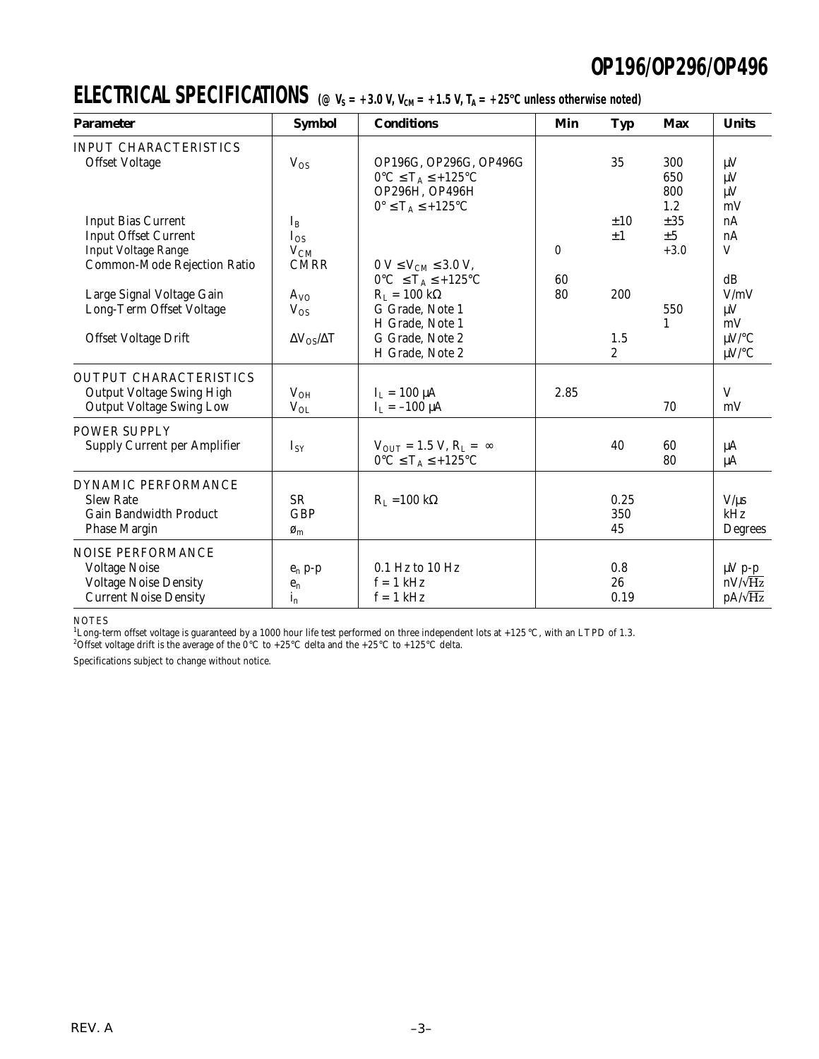## ELECTRICAL SPECIFICATIONS (@ $V_S$ = +3.0 V, $V_{CM}$ = +1.5 V, $T_A$ = +25°C unless otherwise noted)

| Parameter | Symbol | Conditions | Min | Typ | Max | Units |
|---|---|---|---|---|---|---|
| **INPUT CHARACTERISTICS** | | | | | | |
| Offset Voltage | $V_{OS}$ | OP196G, OP296G, OP496G | | 35 | 300 | μV |
| | | 0°C ≤ $T_A$ ≤ +125°C | | | 650 | μV |
| | | OP296H, OP496H | | | 800 | μV |
| | | 0° ≤ $T_A$ ≤ +125°C | | | 1.2 | mV |
| Input Bias Current | $I_B$ | | | ±10 | ±35 | nA |
| Input Offset Current | $I_{OS}$ | | | ±1 | ±5 | nA |
| Input Voltage Range | $V_{CM}$ | | 0 | | +3.0 | V |
| Common-Mode Rejection Ratio | CMRR | 0 V ≤ $V_{CM}$ ≤ 3.0 V, 0°C ≤ $T_A$ ≤ +125°C | 60 | | | dB |
| Large Signal Voltage Gain | $A_{VO}$ | $R_L$ = 100 kΩ | 80 | 200 | | V/mV |
| Long-Term Offset Voltage | $V_{OS}$ | G Grade, Note 1 | | | 550 | μV |
| | | H Grade, Note 1 | | | 1 | mV |
| Offset Voltage Drift | $\Delta V_{OS}/\Delta T$ | G Grade, Note 2 | | 1.5 | | μV/°C |
| | | H Grade, Note 2 | | 2 | | μV/°C |
| **OUTPUT CHARACTERISTICS** | | | | | | |
| Output Voltage Swing High | $V_{OH}$ | $I_L$ = 100 μA | 2.85 | | | V |
| Output Voltage Swing Low | $V_{OL}$ | $I_L$ = –100 μA | | | 70 | mV |
| **POWER SUPPLY** | | | | | | |
| Supply Current per Amplifier | $I_{SY}$ | $V_{OUT}$ = 1.5 V, $R_L$ = ∞ | | 40 | 60 | μA |
| | | 0°C ≤ $T_A$ ≤ +125°C | | | 80 | μA |
| **DYNAMIC PERFORMANCE** | | | | | | |
| Slew Rate | SR | $R_L$ =100 kΩ | | 0.25 | | V/μs |
| Gain Bandwidth Product | GBP | | | 350 | | kHz |
| Phase Margin | $\phi_m$ | | | 45 | | Degrees |
| **NOISE PERFORMANCE** | | | | | | |
| Voltage Noise | $e_n$ p-p | 0.1 Hz to 10 Hz | | 0.8 | | μV p-p |
| Voltage Noise Density | $e_n$ | f = 1 kHz | | 26 | | nV/√Hz |
| Current Noise Density | $i_n$ | f = 1 kHz | | 0.19 | | pA/√Hz |

NOTES

[1]Long-term offset voltage is guaranteed by a 1000 hour life test performed on three independent lots at +125°C, with an LTPD of 1.3.

[2]Offset voltage drift is the average of the 0°C to +25°C delta and the +25°C to +125°C delta.

Specifications subject to change without notice.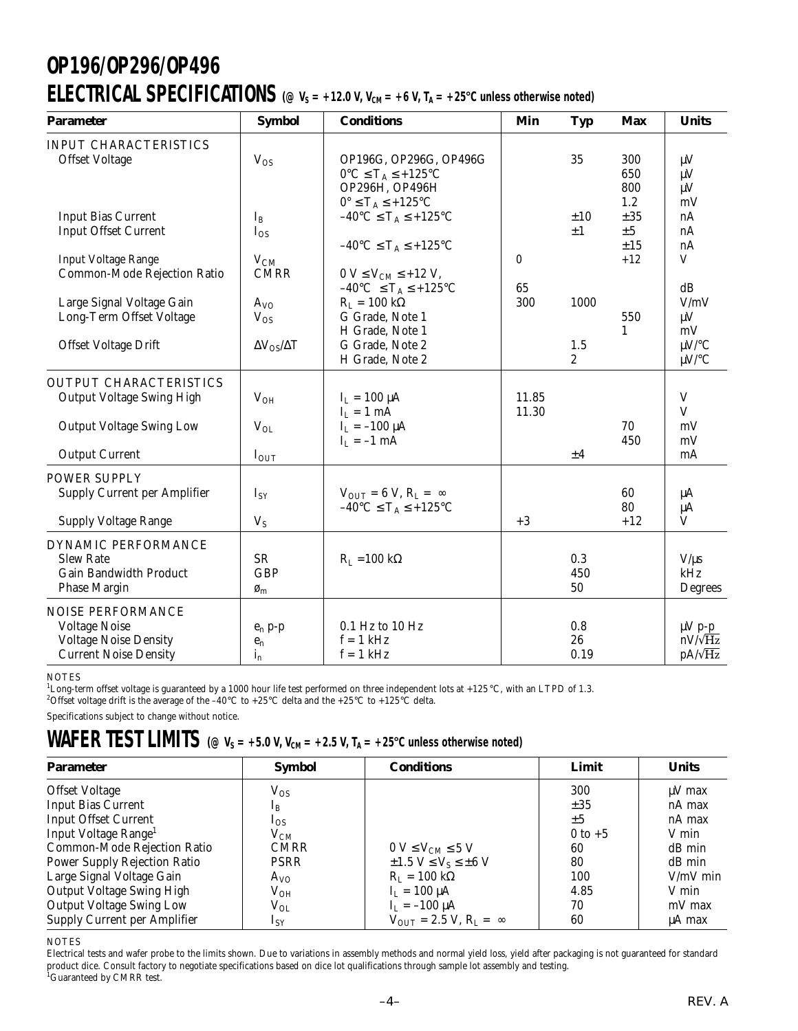# OP196/OP296/OP496

## ELECTRICAL SPECIFICATIONS (@ $V_S$ = +12.0 V, $V_{CM}$ = +6 V, $T_A$ = +25°C unless otherwise noted)

| Parameter | Symbol | Conditions | Min | Typ | Max | Units |
|---|---|---|---|---|---|---|
| INPUT CHARACTERISTICS | | | | | | |
| Offset Voltage | $V_{OS}$ | OP196G, OP296G, OP496G | | 35 | 300 | µV |
| | | 0°C ≤ $T_A$ ≤ +125°C | | | 650 | µV |
| | | OP296H, OP496H | | | 800 | µV |
| | | 0° ≤ $T_A$ ≤ +125°C | | | 1.2 | mV |
| Input Bias Current | $I_B$ | –40°C ≤ $T_A$ ≤ +125°C | | ±10 | ±35 | nA |
| Input Offset Current | $I_{OS}$ | | | ±1 | ±5 | nA |
| | | –40°C ≤ $T_A$ ≤ +125°C | | | ±15 | nA |
| Input Voltage Range | $V_{CM}$ | | 0 | | +12 | V |
| Common-Mode Rejection Ratio | CMRR | 0 V ≤ $V_{CM}$ ≤ +12 V, | | | | |
| | | –40°C ≤ $T_A$ ≤ +125°C | 65 | | | dB |
| Large Signal Voltage Gain | $A_{VO}$ | $R_L$ = 100 kΩ | 300 | 1000 | | V/mV |
| Long-Term Offset Voltage | $V_{OS}$ | G Grade, Note 1 | | | 550 | µV |
| | | H Grade, Note 1 | | | 1 | mV |
| Offset Voltage Drift | $\Delta V_{OS}/\Delta T$ | G Grade, Note 2 | | 1.5 | | µV/°C |
| | | H Grade, Note 2 | | 2 | | µV/°C |
| OUTPUT CHARACTERISTICS | | | | | | |
| Output Voltage Swing High | $V_{OH}$ | $I_L$ = 100 µA | 11.85 | | | V |
| | | $I_L$ = 1 mA | 11.30 | | | V |
| Output Voltage Swing Low | $V_{OL}$ | $I_L$ = –100 µA | | | 70 | mV |
| | | $I_L$ = –1 mA | | | 450 | mV |
| Output Current | $I_{OUT}$ | | | ±4 | | mA |
| POWER SUPPLY | | | | | | |
| Supply Current per Amplifier | $I_{SY}$ | $V_{OUT}$ = 6 V, $R_L$ = ∞ | | | 60 | µA |
| | | –40°C ≤ $T_A$ ≤ +125°C | | | 80 | µA |
| Supply Voltage Range | $V_S$ | | +3 | | +12 | V |
| DYNAMIC PERFORMANCE | | | | | | |
| Slew Rate | SR | $R_L$ =100 kΩ | | 0.3 | | V/µs |
| Gain Bandwidth Product | GBP | | | 450 | | kHz |
| Phase Margin | $\varnothing_m$ | | | 50 | | Degrees |
| NOISE PERFORMANCE | | | | | | |
| Voltage Noise | $e_n$ p-p | 0.1 Hz to 10 Hz | | 0.8 | | µV p-p |
| Voltage Noise Density | $e_n$ | f = 1 kHz | | 26 | | nV/√Hz |
| Current Noise Density | $i_n$ | f = 1 kHz | | 0.19 | | pA/√Hz |

NOTES

[1]Long-term offset voltage is guaranteed by a 1000 hour life test performed on three independent lots at +125°C, with an LTPD of 1.3.

[2]Offset voltage drift is the average of the –40°C to +25°C delta and the +25°C to +125°C delta.

Specifications subject to change without notice.

## WAFER TEST LIMITS (@ $V_S$ = +5.0 V, $V_{CM}$ = +2.5 V, $T_A$ = +25°C unless otherwise noted)

| Parameter | Symbol | Conditions | Limit | Units |
|---|---|---|---|---|
| Offset Voltage | $V_{OS}$ | | 300 | µV max |
| Input Bias Current | $I_B$ | | ±35 | nA max |
| Input Offset Current | $I_{OS}$ | | ±5 | nA max |
| Input Voltage Range[1] | $V_{CM}$ | | 0 to +5 | V min |
| Common-Mode Rejection Ratio | CMRR | 0 V ≤ $V_{CM}$ ≤ 5 V | 60 | dB min |
| Power Supply Rejection Ratio | PSRR | ±1.5 V ≤ $V_S$ ≤ ±6 V | 80 | dB min |
| Large Signal Voltage Gain | $A_{VO}$ | $R_L$ = 100 kΩ | 100 | V/mV min |
| Output Voltage Swing High | $V_{OH}$ | $I_L$ = 100 µA | 4.85 | V min |
| Output Voltage Swing Low | $V_{OL}$ | $I_L$ = –100 µA | 70 | mV max |
| Supply Current per Amplifier | $I_{SY}$ | $V_{OUT}$ = 2.5 V, $R_L$ = ∞ | 60 | µA max |

NOTES

Electrical tests and wafer probe to the limits shown. Due to variations in assembly methods and normal yield loss, yield after packaging is not guaranteed for standard product dice. Consult factory to negotiate specifications based on dice lot qualifications through sample lot assembly and testing.

[1]Guaranteed by CMRR test.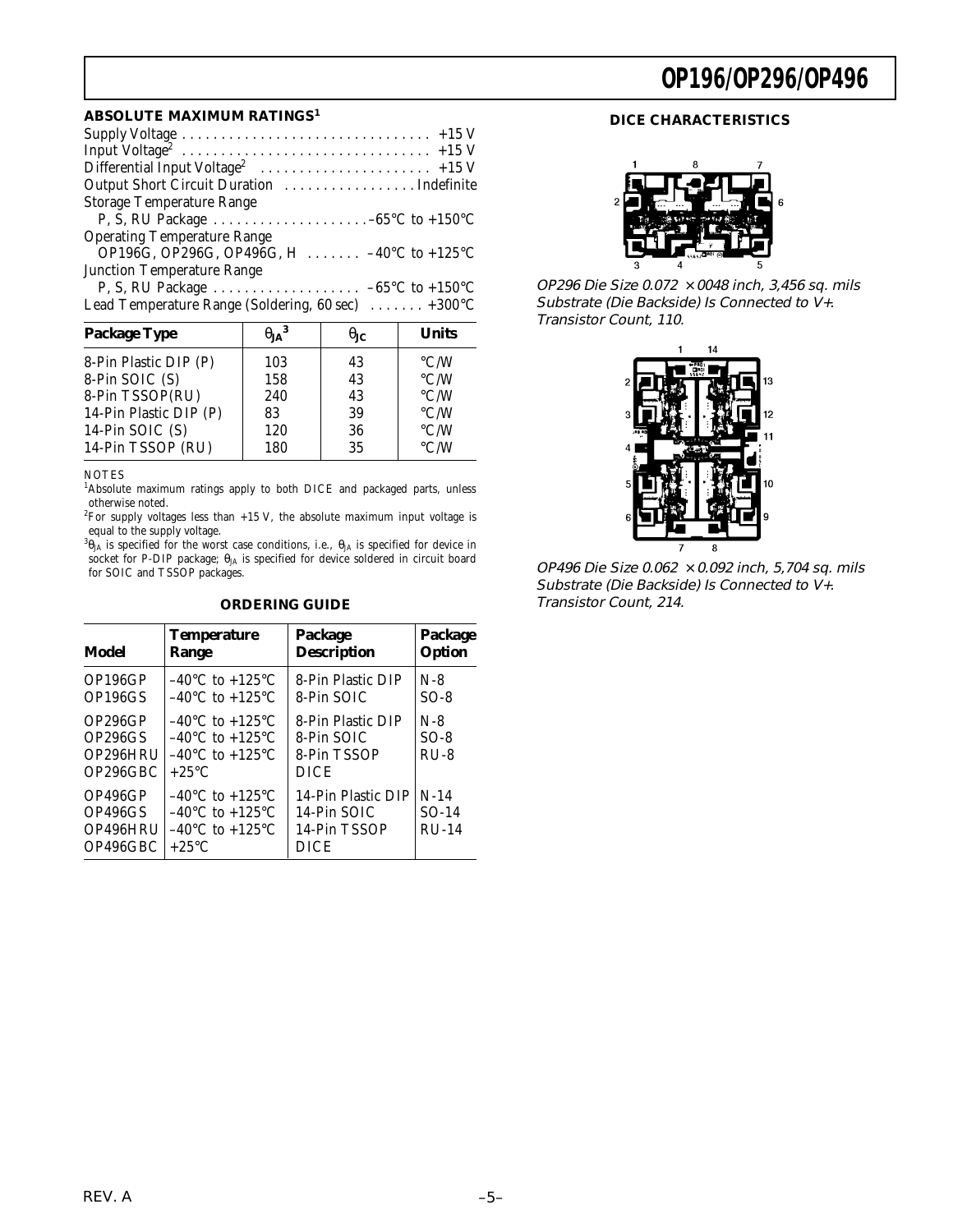## ABSOLUTE MAXIMUM RATINGS[1]

Supply Voltage . . . . . . . . . . . . . . . . . . . . . . . . . . . . . . . . +15 V
Input Voltage[2] . . . . . . . . . . . . . . . . . . . . . . . . . . . . . . . +15 V
Differential Input Voltage[2] . . . . . . . . . . . . . . . . . . . . . . +15 V
Output Short Circuit Duration . . . . . . . . . . . . . . . . Indefinite
Storage Temperature Range
  P, S, RU Package . . . . . . . . . . . . . . . . . . . . –65°C to +150°C
Operating Temperature Range
  OP196G, OP296G, OP496G, H . . . . . . . –40°C to +125°C
Junction Temperature Range
  P, S, RU Package . . . . . . . . . . . . . . . . . . . –65°C to +150°C
Lead Temperature Range (Soldering, 60 sec) . . . . . . . +300°C

| Package Type | $\theta_{JA}$[3] | $\theta_{JC}$ | Units |
|---|---|---|---|
| 8-Pin Plastic DIP (P) | 103 | 43 | °C/W |
| 8-Pin SOIC (S) | 158 | 43 | °C/W |
| 8-Pin TSSOP(RU) | 240 | 43 | °C/W |
| 14-Pin Plastic DIP (P) | 83 | 39 | °C/W |
| 14-Pin SOIC (S) | 120 | 36 | °C/W |
| 14-Pin TSSOP (RU) | 180 | 35 | °C/W |

NOTES

[1]Absolute maximum ratings apply to both DICE and packaged parts, unless otherwise noted.

[2]For supply voltages less than +15 V, the absolute maximum input voltage is equal to the supply voltage.

[3]$\theta_{JA}$ is specified for the worst case conditions, i.e., $\theta_{JA}$ is specified for device in socket for P-DIP package; $\theta_{JA}$ is specified for device soldered in circuit board for SOIC and TSSOP packages.

### ORDERING GUIDE

| Model | Temperature Range | Package Description | Package Option |
|---|---|---|---|
| OP196GP | –40°C to +125°C | 8-Pin Plastic DIP | N-8 |
| OP196GS | –40°C to +125°C | 8-Pin SOIC | SO-8 |
| OP296GP | –40°C to +125°C | 8-Pin Plastic DIP | N-8 |
| OP296GS | –40°C to +125°C | 8-Pin SOIC | SO-8 |
| OP296HRU | –40°C to +125°C | 8-Pin TSSOP | RU-8 |
| OP296GBC | +25°C | DICE | |
| OP496GP | –40°C to +125°C | 14-Pin Plastic DIP | N-14 |
| OP496GS | –40°C to +125°C | 14-Pin SOIC | SO-14 |
| OP496HRU | –40°C to +125°C | 14-Pin TSSOP | RU-14 |
| OP496GBC | +25°C | DICE | |

### DICE CHARACTERISTICS

*OP296 Die Size 0.072 × 0048 inch, 3,456 sq. mils*
*Substrate (Die Backside) Is Connected to V+.*
*Transistor Count, 110.*

*OP496 Die Size 0.062 × 0.092 inch, 5,704 sq. mils*
*Substrate (Die Backside) Is Connected to V+.*
*Transistor Count, 214.*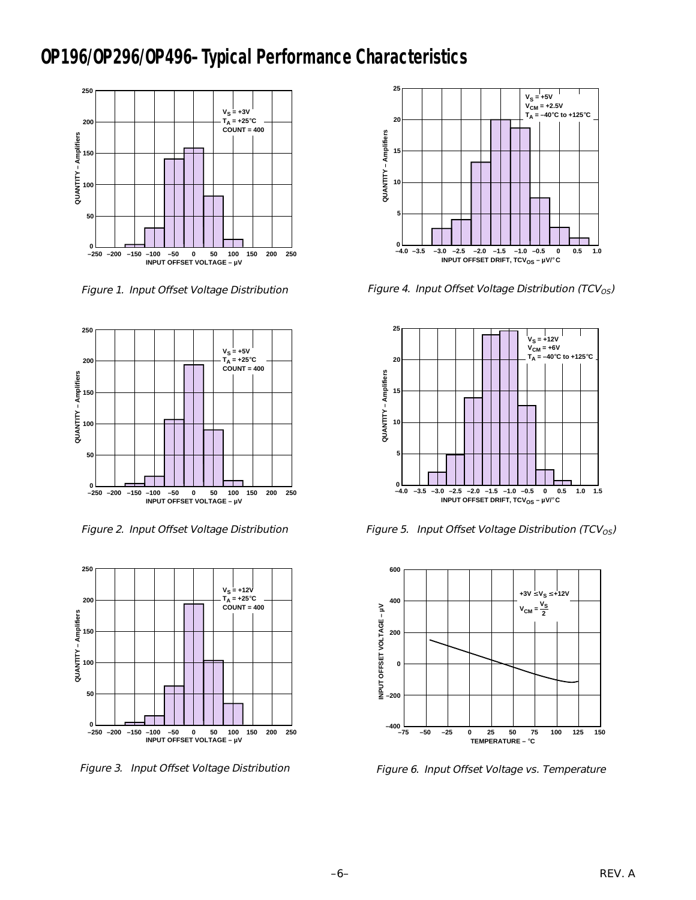# OP196/OP296/OP496–Typical Performance Characteristics

Figure 1. Input Offset Voltage Distribution

Figure 2. Input Offset Voltage Distribution

Figure 3. Input Offset Voltage Distribution

Figure 4. Input Offset Voltage Distribution ($TCV_{OS}$)

Figure 5. Input Offset Voltage Distribution ($TCV_{OS}$)

Figure 6. Input Offset Voltage vs. Temperature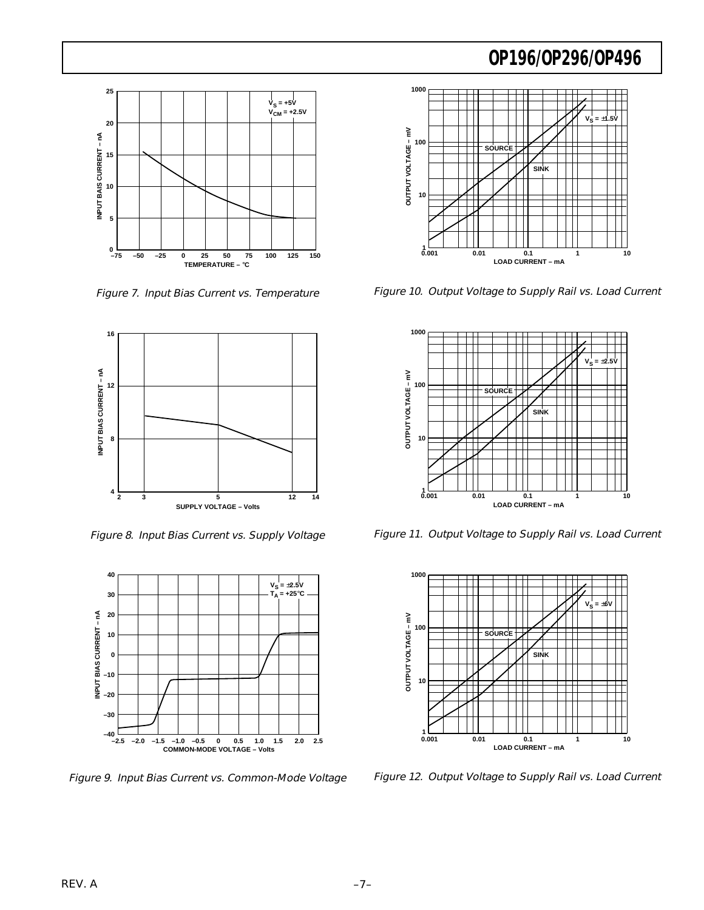Figure 7. Input Bias Current vs. Temperature

Figure 8. Input Bias Current vs. Supply Voltage

Figure 9. Input Bias Current vs. Common-Mode Voltage

Figure 10. Output Voltage to Supply Rail vs. Load Current

Figure 11. Output Voltage to Supply Rail vs. Load Current

Figure 12. Output Voltage to Supply Rail vs. Load Current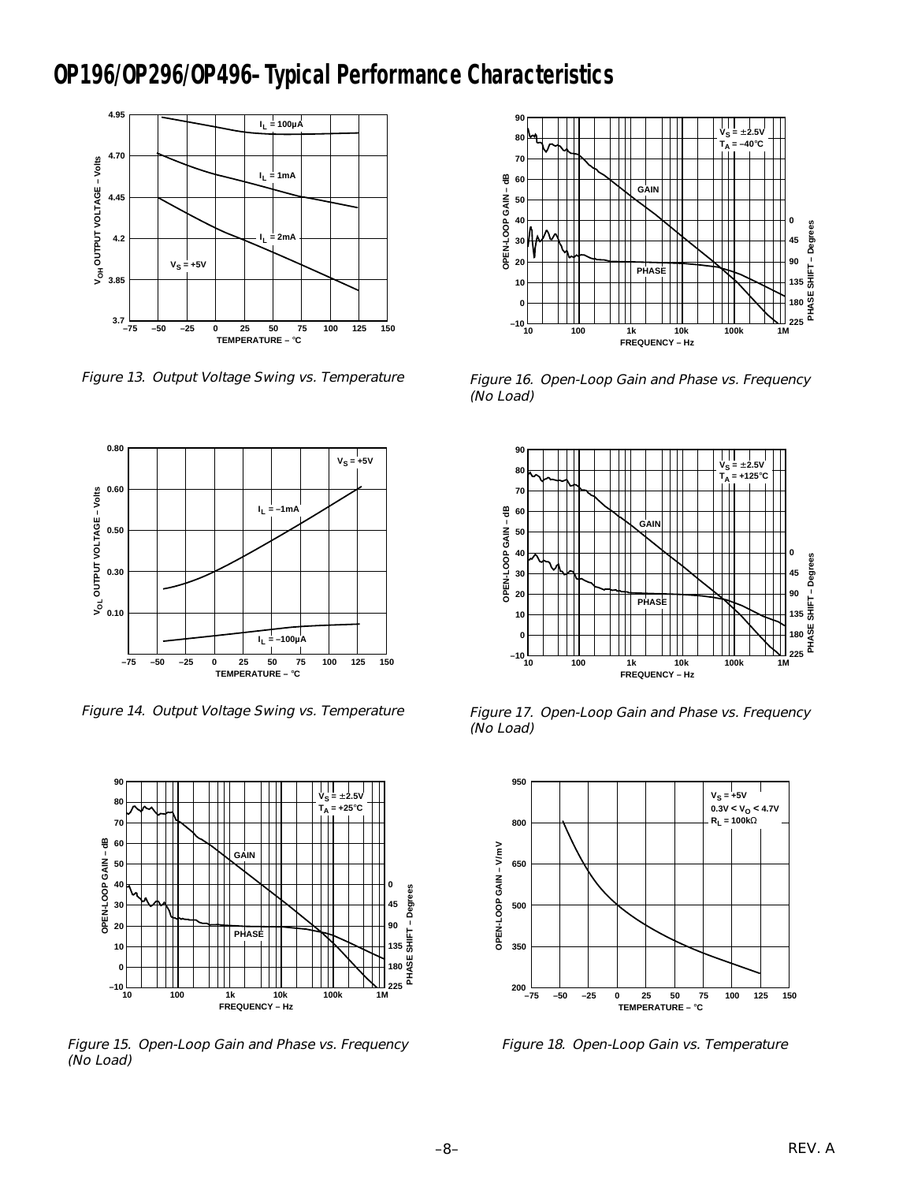# OP196/OP296/OP496–Typical Performance Characteristics

Figure 13. Output Voltage Swing vs. Temperature

Figure 14. Output Voltage Swing vs. Temperature

Figure 15. Open-Loop Gain and Phase vs. Frequency (No Load)

Figure 16. Open-Loop Gain and Phase vs. Frequency (No Load)

Figure 17. Open-Loop Gain and Phase vs. Frequency (No Load)

Figure 18. Open-Loop Gain vs. Temperature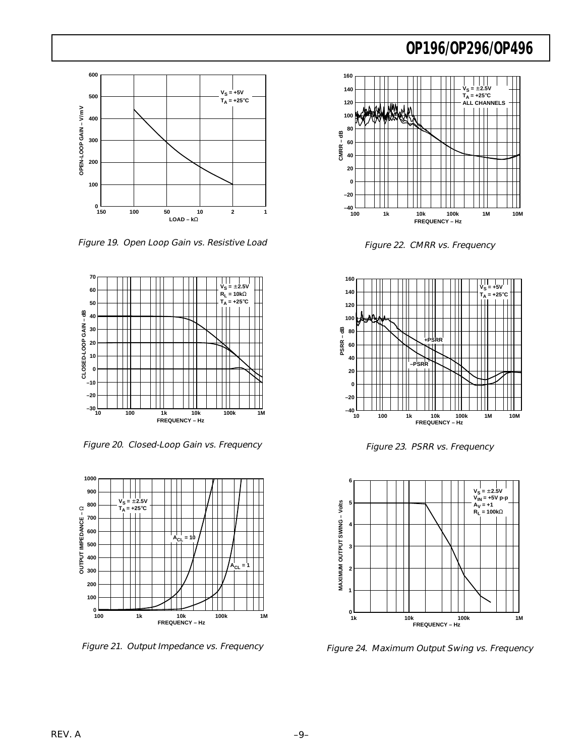Figure 19. Open Loop Gain vs. Resistive Load

Figure 22. CMRR vs. Frequency

Figure 20. Closed-Loop Gain vs. Frequency

Figure 23. PSRR vs. Frequency

Figure 21. Output Impedance vs. Frequency

Figure 24. Maximum Output Swing vs. Frequency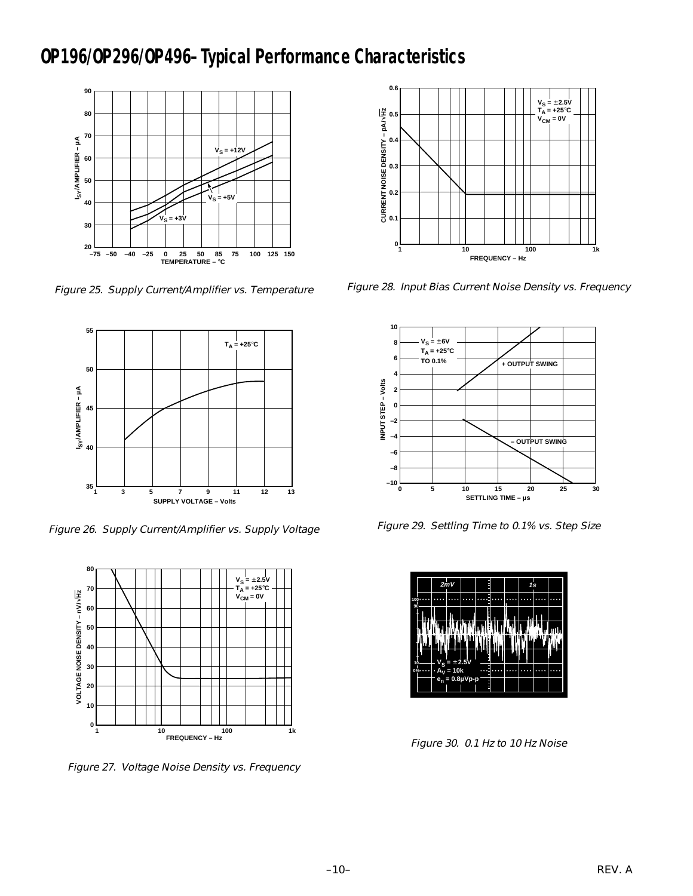# OP196/OP296/OP496–Typical Performance Characteristics

Figure 25. Supply Current/Amplifier vs. Temperature

Figure 26. Supply Current/Amplifier vs. Supply Voltage

Figure 27. Voltage Noise Density vs. Frequency

Figure 28. Input Bias Current Noise Density vs. Frequency

Figure 29. Settling Time to 0.1% vs. Step Size

Figure 30. 0.1 Hz to 10 Hz Noise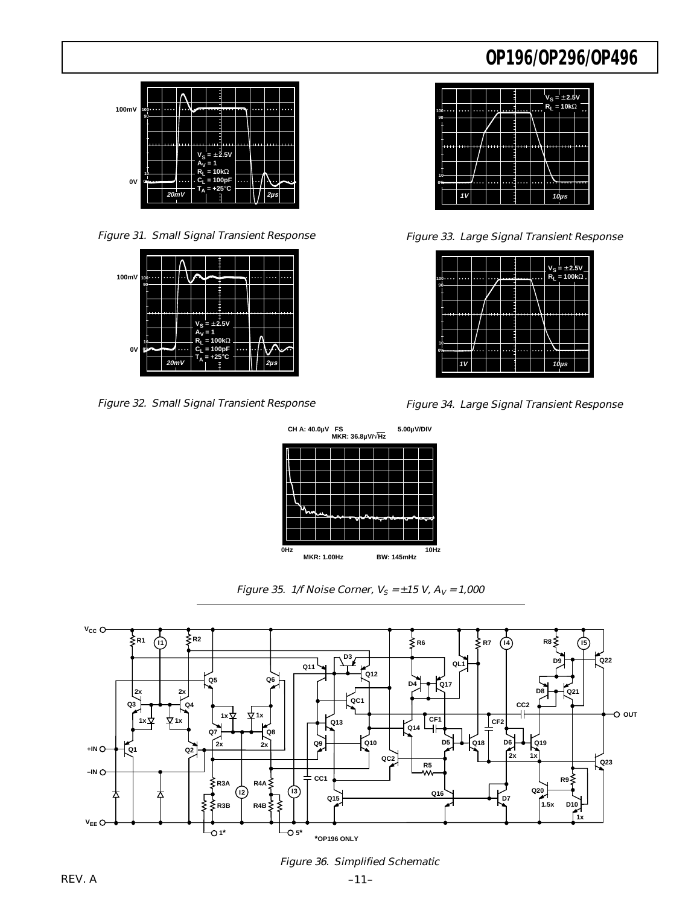Figure 31. Small Signal Transient Response

Figure 32. Small Signal Transient Response

Figure 33. Large Signal Transient Response

Figure 34. Large Signal Transient Response

Figure 35. 1/f Noise Corner, $V_S = \pm 15$ V, $A_V = 1{,}000$

Figure 36. Simplified Schematic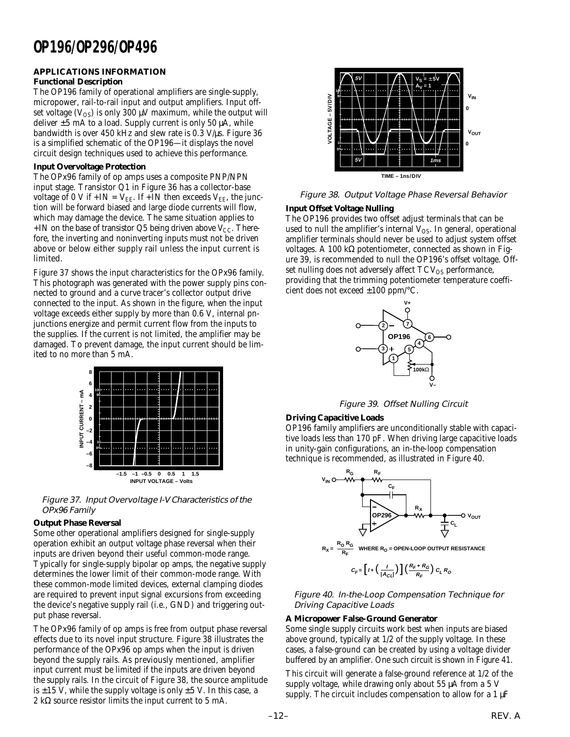## APPLICATIONS INFORMATION

### Functional Description

The OP196 family of operational amplifiers are single-supply, micropower, rail-to-rail input and output amplifiers. Input offset voltage ($V_{OS}$) is only 300 µV maximum, while the output will deliver ±5 mA to a load. Supply current is only 50 µA, while bandwidth is over 450 kHz and slew rate is 0.3 V/µs. Figure 36 is a simplified schematic of the OP196—it displays the novel circuit design techniques used to achieve this performance.

### Input Overvoltage Protection

The OPx96 family of op amps uses a composite PNP/NPN input stage. Transistor Q1 in Figure 36 has a collector-base voltage of 0 V if +IN = $V_{EE}$. If +IN then exceeds $V_{EE}$, the junction will be forward biased and large diode currents will flow, which may damage the device. The same situation applies to +IN on the base of transistor Q5 being driven above $V_{CC}$. Therefore, the inverting and noninverting inputs must not be driven above or below either supply rail unless the input current is limited.

Figure 37 shows the input characteristics for the OPx96 family. This photograph was generated with the power supply pins connected to ground and a curve tracer's collector output drive connected to the input. As shown in the figure, when the input voltage exceeds either supply by more than 0.6 V, internal pn-junctions energize and permit current flow from the inputs to the supplies. If the current is not limited, the amplifier may be damaged. To prevent damage, the input current should be limited to no more than 5 mA.

*Figure 37. Input Overvoltage I-V Characteristics of the OPx96 Family*

### Output Phase Reversal

Some other operational amplifiers designed for single-supply operation exhibit an output voltage phase reversal when their inputs are driven beyond their useful common-mode range. Typically for single-supply bipolar op amps, the negative supply determines the lower limit of their common-mode range. With these common-mode limited devices, external clamping diodes are required to prevent input signal excursions from exceeding the device's negative supply rail (i.e., GND) and triggering output phase reversal.

The OPx96 family of op amps is free from output phase reversal effects due to its novel input structure. Figure 38 illustrates the performance of the OPx96 op amps when the input is driven beyond the supply rails. As previously mentioned, amplifier input current must be limited if the inputs are driven beyond the supply rails. In the circuit of Figure 38, the source amplitude is ±15 V, while the supply voltage is only ±5 V. In this case, a 2 kΩ source resistor limits the input current to 5 mA.

*Figure 38. Output Voltage Phase Reversal Behavior*

### Input Offset Voltage Nulling

The OP196 provides two offset adjust terminals that can be used to null the amplifier's internal $V_{OS}$. In general, operational amplifier terminals should never be used to adjust system offset voltages. A 100 kΩ potentiometer, connected as shown in Figure 39, is recommended to null the OP196's offset voltage. Offset nulling does not adversely affect $TCV_{OS}$ performance, providing that the trimming potentiometer temperature coefficient does not exceed ±100 ppm/°C.

*Figure 39. Offset Nulling Circuit*

### Driving Capacitive Loads

OP196 family amplifiers are unconditionally stable with capacitive loads less than 170 pF. When driving large capacitive loads in unity-gain configurations, an in-the-loop compensation technique is recommended, as illustrated in Figure 40.

$$R_X = \frac{R_O R_G}{R_F} \quad \text{WHERE } R_O = \text{OPEN-LOOP OUTPUT RESISTANCE}$$

$$C_F = \left[1 + \left(\frac{1}{|A_{CL}|}\right)\right]\left(\frac{R_F + R_G}{R_F}\right) C_L R_O$$

*Figure 40. In-the-Loop Compensation Technique for Driving Capacitive Loads*

### A Micropower False-Ground Generator

Some single supply circuits work best when inputs are biased above ground, typically at 1/2 of the supply voltage. In these cases, a false-ground can be created by using a voltage divider buffered by an amplifier. One such circuit is shown in Figure 41.

This circuit will generate a false-ground reference at 1/2 of the supply voltage, while drawing only about 55 µA from a 5 V supply. The circuit includes compensation to allow for a 1 µF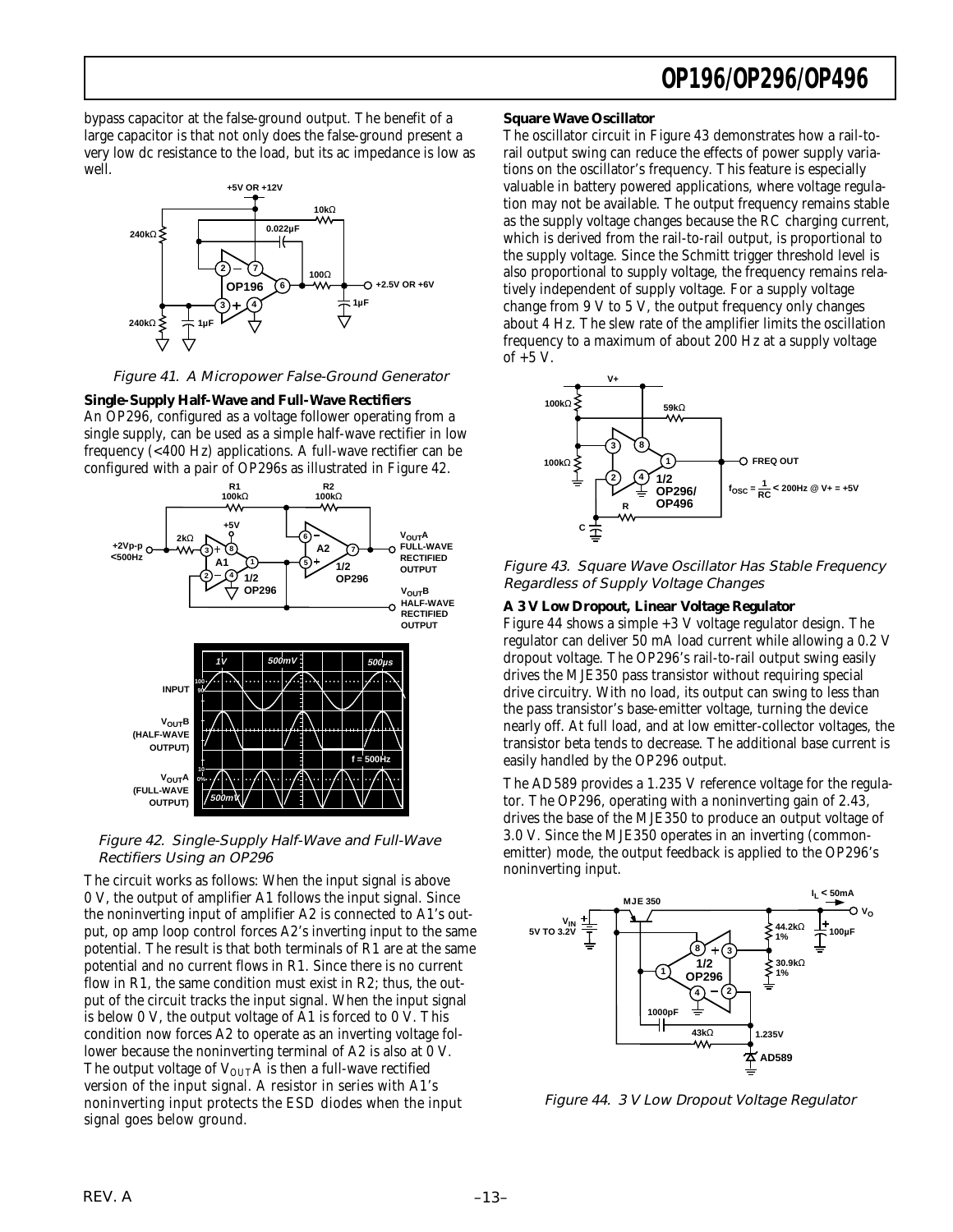bypass capacitor at the false-ground output. The benefit of a large capacitor is that not only does the false-ground present a very low dc resistance to the load, but its ac impedance is low as well.

*Figure 41. A Micropower False-Ground Generator*

**Single-Supply Half-Wave and Full-Wave Rectifiers**

An OP296, configured as a voltage follower operating from a single supply, can be used as a simple half-wave rectifier in low frequency (<400 Hz) applications. A full-wave rectifier can be configured with a pair of OP296s as illustrated in Figure 42.

*Figure 42. Single-Supply Half-Wave and Full-Wave Rectifiers Using an OP296*

The circuit works as follows: When the input signal is above 0 V, the output of amplifier A1 follows the input signal. Since the noninverting input of amplifier A2 is connected to A1's output, op amp loop control forces A2's inverting input to the same potential. The result is that both terminals of R1 are at the same potential and no current flows in R1. Since there is no current flow in R1, the same condition must exist in R2; thus, the output of the circuit tracks the input signal. When the input signal is below 0 V, the output voltage of A1 is forced to 0 V. This condition now forces A2 to operate as an inverting voltage follower because the noninverting terminal of A2 is also at 0 V. The output voltage of $V_{OUT}A$ is then a full-wave rectified version of the input signal. A resistor in series with A1's noninverting input protects the ESD diodes when the input signal goes below ground.

**Square Wave Oscillator**

The oscillator circuit in Figure 43 demonstrates how a rail-to-rail output swing can reduce the effects of power supply variations on the oscillator's frequency. This feature is especially valuable in battery powered applications, where voltage regulation may not be available. The output frequency remains stable as the supply voltage changes because the RC charging current, which is derived from the rail-to-rail output, is proportional to the supply voltage. Since the Schmitt trigger threshold level is also proportional to supply voltage, the frequency remains relatively independent of supply voltage. For a supply voltage change from 9 V to 5 V, the output frequency only changes about 4 Hz. The slew rate of the amplifier limits the oscillation frequency to a maximum of about 200 Hz at a supply voltage of +5 V.

$$f_{OSC} = \frac{1}{RC} < 200\text{Hz} \ @ \ V+ = +5\text{V}$$

*Figure 43. Square Wave Oscillator Has Stable Frequency Regardless of Supply Voltage Changes*

**A 3 V Low Dropout, Linear Voltage Regulator**

Figure 44 shows a simple +3 V voltage regulator design. The regulator can deliver 50 mA load current while allowing a 0.2 V dropout voltage. The OP296's rail-to-rail output swing easily drives the MJE350 pass transistor without requiring special drive circuitry. With no load, its output can swing to less than the pass transistor's base-emitter voltage, turning the device nearly off. At full load, and at low emitter-collector voltages, the transistor beta tends to decrease. The additional base current is easily handled by the OP296 output.

The AD589 provides a 1.235 V reference voltage for the regulator. The OP296, operating with a noninverting gain of 2.43, drives the base of the MJE350 to produce an output voltage of 3.0 V. Since the MJE350 operates in an inverting (common-emitter) mode, the output feedback is applied to the OP296's noninverting input.

*Figure 44. 3 V Low Dropout Voltage Regulator*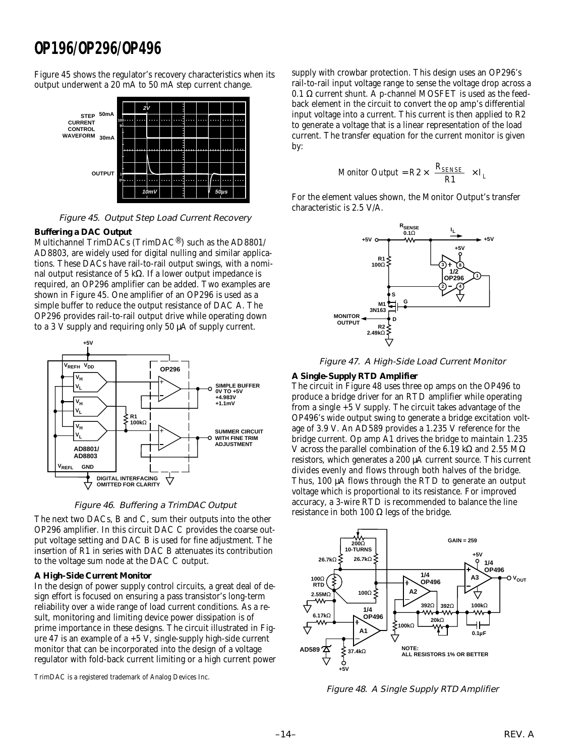Figure 45 shows the regulator's recovery characteristics when its output underwent a 20 mA to 50 mA step current change.

Figure 45. Output Step Load Current Recovery

### Buffering a DAC Output

Multichannel TrimDACs (TrimDAC®) such as the AD8801/AD8803, are widely used for digital nulling and similar applications. These DACs have rail-to-rail output swings, with a nominal output resistance of 5 kΩ. If a lower output impedance is required, an OP296 amplifier can be added. Two examples are shown in Figure 45. One amplifier of an OP296 is used as a simple buffer to reduce the output resistance of DAC A. The OP296 provides rail-to-rail output drive while operating down to a 3 V supply and requiring only 50 µA of supply current.

Figure 46. Buffering a TrimDAC Output

The next two DACs, B and C, sum their outputs into the other OP296 amplifier. In this circuit DAC C provides the coarse output voltage setting and DAC B is used for fine adjustment. The insertion of R1 in series with DAC B attenuates its contribution to the voltage sum node at the DAC C output.

### A High-Side Current Monitor

In the design of power supply control circuits, a great deal of design effort is focused on ensuring a pass transistor's long-term reliability over a wide range of load current conditions. As a result, monitoring and limiting device power dissipation is of prime importance in these designs. The circuit illustrated in Figure 47 is an example of a +5 V, single-supply high-side current monitor that can be incorporated into the design of a voltage regulator with fold-back current limiting or a high current power supply with crowbar protection. This design uses an OP296's rail-to-rail input voltage range to sense the voltage drop across a 0.1 Ω current shunt. A p-channel MOSFET is used as the feedback element in the circuit to convert the op amp's differential input voltage into a current. This current is then applied to R2 to generate a voltage that is a linear representation of the load current. The transfer equation for the current monitor is given by:

$$\text{Monitor Output} = R2 \times \left(\frac{R_{SENSE}}{R1}\right) \times I_L$$

For the element values shown, the Monitor Output's transfer characteristic is 2.5 V/A.

Figure 47. A High-Side Load Current Monitor

### A Single-Supply RTD Amplifier

The circuit in Figure 48 uses three op amps on the OP496 to produce a bridge driver for an RTD amplifier while operating from a single +5 V supply. The circuit takes advantage of the OP496's wide output swing to generate a bridge excitation voltage of 3.9 V. An AD589 provides a 1.235 V reference for the bridge current. Op amp A1 drives the bridge to maintain 1.235 V across the parallel combination of the 6.19 kΩ and 2.55 MΩ resistors, which generates a 200 µA current source. This current divides evenly and flows through both halves of the bridge. Thus, 100 µA flows through the RTD to generate an output voltage which is proportional to its resistance. For improved accuracy, a 3-wire RTD is recommended to balance the line resistance in both 100 Ω legs of the bridge.

Figure 48. A Single Supply RTD Amplifier

TrimDAC is a registered trademark of Analog Devices Inc.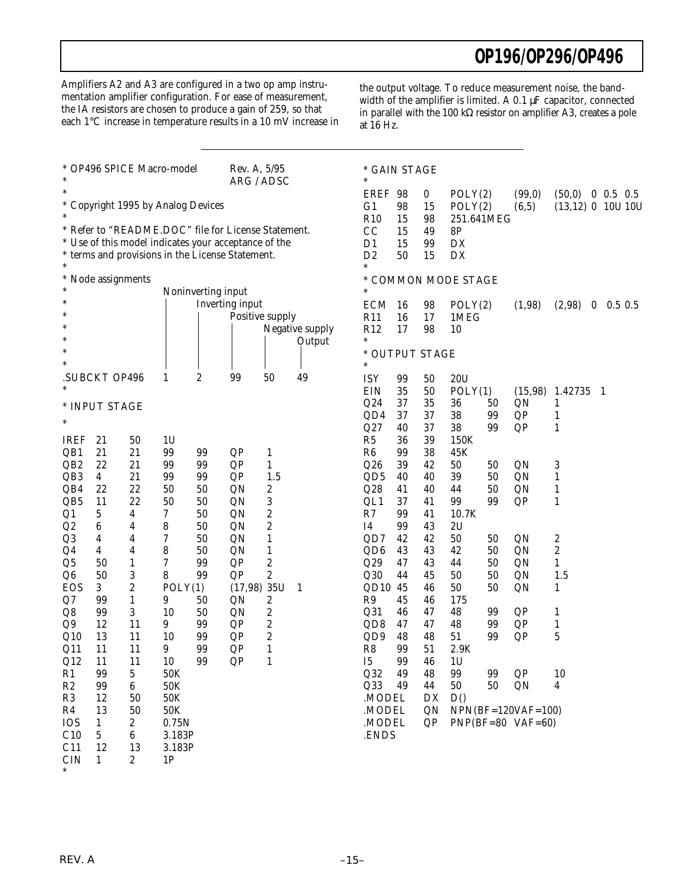Amplifiers A2 and A3 are configured in a two op amp instrumentation amplifier configuration. For ease of measurement, the IA resistors are chosen to produce a gain of 259, so that each 1°C increase in temperature results in a 10 mV increase in the output voltage. To reduce measurement noise, the bandwidth of the amplifier is limited. A 0.1 µF capacitor, connected in parallel with the 100 kΩ resistor on amplifier A3, creates a pole at 16 Hz.

```
* OP496 SPICE Macro-model          Rev. A, 5/95
*                                  ARG / ADSC
*
* Copyright 1995 by Analog Devices
*
* Refer to "README.DOC" file for License Statement.
* Use of this model indicates your acceptance of the
* terms and provisions in the License Statement.
*
* Node assignments
*                   Noninverting input
*                   |   Inverting input
*                   |   |   Positive supply
*                   |   |   |   Negative supply
*                   |   |   |   |   Output
*                   |   |   |   |   |
.SUBCKT OP496       1   2   99  50  49
*
* INPUT STAGE
*
IREF  21  50  1U
QB1   21  21  99  99  QP  1
QB2   22  21  99  99  QP  1
QB3   4   21  99  99  QP  1.5
QB4   22  22  50  50  QN  2
QB5   11  22  50  50  QN  3
Q1    5   4   7   50  QN  2
Q2    6   4   8   50  QN  2
Q3    4   4   7   50  QN  1
Q4    4   4   8   50  QN  1
Q5    50  1   7   99  QP  2
Q6    50  3   8   99  QP  2
EOS   3   2   POLY(1)  (17,98) 35U  1
Q7    99  1   9   50  QN  2
Q8    99  3   10  50  QN  2
Q9    12  11  9   99  QP  2
Q10   13  11  10  99  QP  2
Q11   11  11  9   99  QP  1
Q12   11  11  10  99  QP  1
R1    99  5   50K
R2    99  6   50K
R3    12  50  50K
R4    13  50  50K
IOS   1   2   0.75N
C10   5   6   3.183P
C11   12  13  3.183P
CIN   1   2   1P
*
* GAIN STAGE
*
EREF  98  0   POLY(2)  (99,0)  (50,0)  0 0.5 0.5
G1    98  15  POLY(2)  (6,5)   (13,12) 0 10U 10U
R10   15  98  251.641MEG
CC    15  49  8P
D1    15  99  DX
D2    50  15  DX
*
* COMMON MODE STAGE
*
ECM   16  98  POLY(2)  (1,98)  (2,98)  0  0.5 0.5
R11   16  17  1MEG
R12   17  98  10
*
* OUTPUT STAGE
*
ISY   99  50  20U
EIN   35  50  POLY(1)  (15,98) 1.42735  1
Q24   37  35  36  50  QN  1
QD4   37  37  38  99  QP  1
Q27   40  37  38  99  QP  1
R5    36  39  150K
R6    99  38  45K
Q26   39  42  50  50  QN  3
QD5   40  40  39  50  QN  1
Q28   41  40  44  50  QN  1
QL1   37  41  99  99  QP  1
R7    99  41  10.7K
I4    99  43  2U
QD7   42  42  50  50  QN  2
QD6   43  43  42  50  QN  2
Q29   47  43  44  50  QN  1
Q30   44  45  50  50  QN  1.5
QD10  45  46  50  50  QN  1
R9    45  46  175
Q31   46  47  48  99  QP  1
QD8   47  47  48  99  QP  1
QD9   48  48  51  99  QP  5
R8    99  51  2.9K
I5    99  46  1U
Q32   49  48  99  99  QP  10
Q33   49  44  50  50  QN  4
.MODEL  DX  D()
.MODEL  QN  NPN(BF=120VAF=100)
.MODEL  QP  PNP(BF=80 VAF=60)
.ENDS
```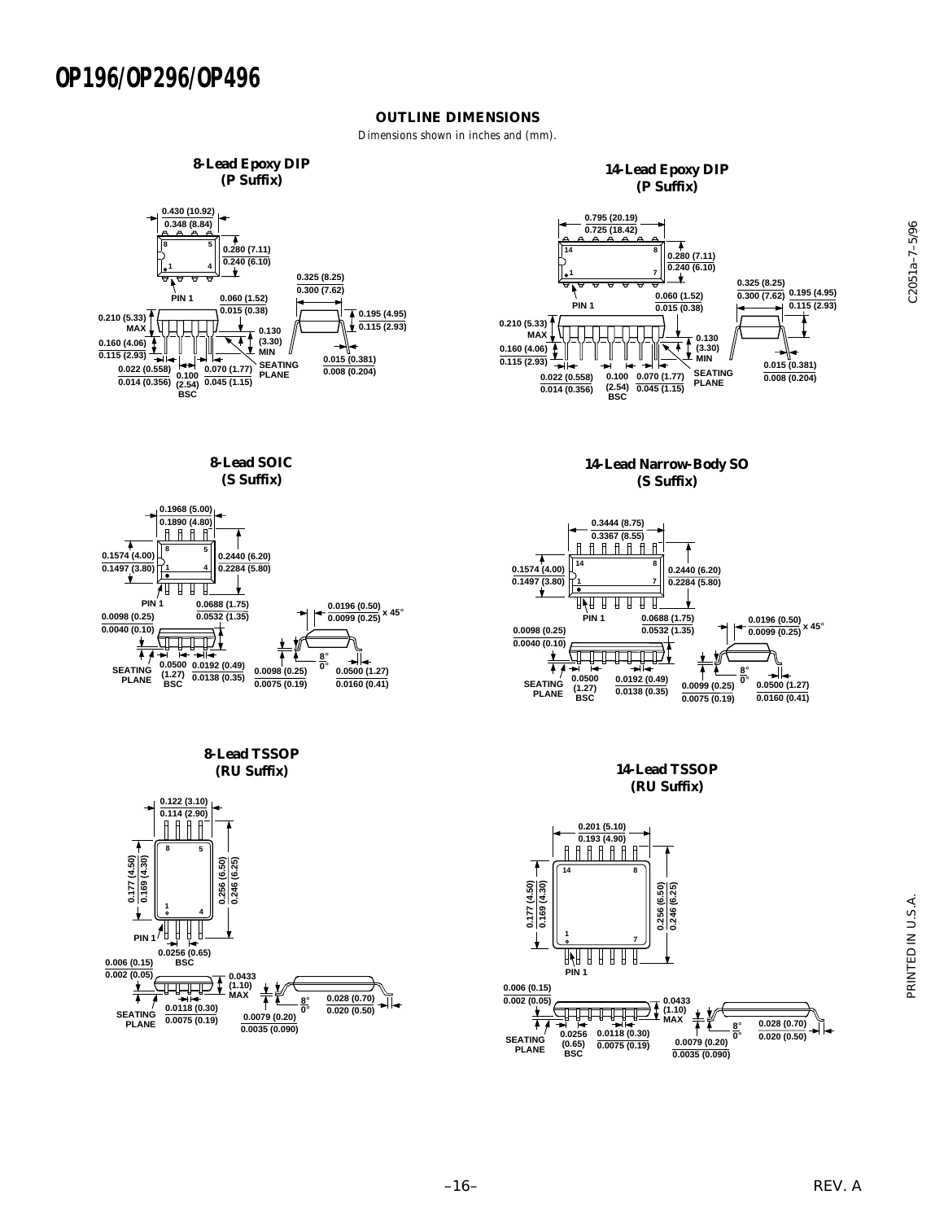## OUTLINE DIMENSIONS

*Dimensions shown in inches and (mm).*

### 8-Lead Epoxy DIP (P Suffix)

0.430 (10.92)
0.348 (8.84)
8
5
1
4
0.280 (7.11)
0.240 (6.10)
0.325 (8.25)
0.300 (7.62)
PIN 1
0.060 (1.52)
0.015 (0.38)
0.210 (5.33) MAX
0.195 (4.95)
0.115 (2.93)
0.130 (3.30) MIN
0.160 (4.06)
0.115 (2.93)
0.015 (0.381)
0.008 (0.204)
0.022 (0.558)
0.014 (0.356)
0.100 (2.54) BSC
0.070 (1.77)
0.045 (1.15)
SEATING PLANE

### 14-Lead Epoxy DIP (P Suffix)

0.795 (20.19)
0.725 (18.42)
14
8
1
7
0.280 (7.11)
0.240 (6.10)
0.325 (8.25)
0.300 (7.62)
0.195 (4.95)
0.115 (2.93)
0.060 (1.52)
0.015 (0.38)
PIN 1
0.210 (5.33) MAX
0.130 (3.30) MIN
0.160 (4.06)
0.115 (2.93)
0.015 (0.381)
0.008 (0.204)
0.022 (0.558)
0.014 (0.356)
0.100 (2.54) BSC
0.070 (1.77)
0.045 (1.15)
SEATING PLANE

### 8-Lead SOIC (S Suffix)

0.1968 (5.00)
0.1890 (4.80)
8
5
1
4
0.1574 (4.00)
0.1497 (3.80)
0.2440 (6.20)
0.2284 (5.80)
PIN 1
0.0688 (1.75)
0.0532 (1.35)
0.0098 (0.25)
0.0040 (0.10)
0.0196 (0.50)
0.0099 (0.25)
x 45°
8°
0°
SEATING PLANE
0.0500 (1.27) BSC
0.0192 (0.49)
0.0138 (0.35)
0.0098 (0.25)
0.0075 (0.19)
0.0500 (1.27)
0.0160 (0.41)

### 14-Lead Narrow-Body SO (S Suffix)

0.3444 (8.75)
0.3367 (8.55)
14
8
1
7
0.1574 (4.00)
0.1497 (3.80)
0.2440 (6.20)
0.2284 (5.80)
PIN 1
0.0688 (1.75)
0.0532 (1.35)
0.0098 (0.25)
0.0040 (0.10)
0.0196 (0.50)
0.0099 (0.25)
x 45°
8°
0°
SEATING PLANE
0.0500 (1.27) BSC
0.0192 (0.49)
0.0138 (0.35)
0.0099 (0.25)
0.0075 (0.19)
0.0500 (1.27)
0.0160 (0.41)

### 8-Lead TSSOP (RU Suffix)

0.122 (3.10)
0.114 (2.90)
8
5
1
4
0.177 (4.50)
0.169 (4.30)
0.256 (6.50)
0.246 (6.25)
PIN 1
0.0256 (0.65) BSC
0.006 (0.15)
0.002 (0.05)
0.0433 (1.10) MAX
SEATING PLANE
0.0118 (0.30)
0.0075 (0.19)
8°
0°
0.0079 (0.20)
0.0035 (0.090)
0.028 (0.70)
0.020 (0.50)

### 14-Lead TSSOP (RU Suffix)

0.201 (5.10)
0.193 (4.90)
14
8
1
7
0.177 (4.50)
0.169 (4.30)
0.256 (6.50)
0.246 (6.25)
PIN 1
0.006 (0.15)
0.002 (0.05)
0.0433 (1.10) MAX
SEATING PLANE
0.0256 (0.65) BSC
0.0118 (0.30)
0.0075 (0.19)
8°
0°
0.0079 (0.20)
0.0035 (0.090)
0.028 (0.70)
0.020 (0.50)

C2051a–7–5/96

PRINTED IN U.S.A.